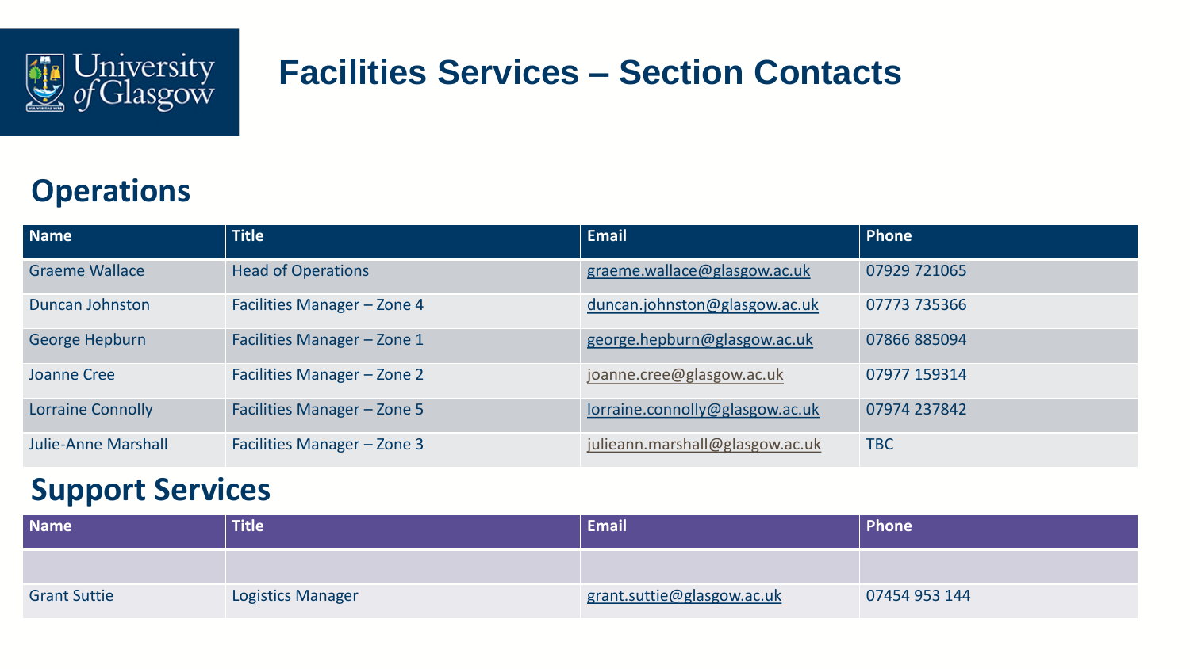University of Glasgow

# Facilities Services – Section Contacts

## Operations

| Name | Title | Email | Phone |
| --- | --- | --- | --- |
| Graeme Wallace | Head of Operations | graeme.wallace@glasgow.ac.uk | 07929 721065 |
| Duncan Johnston | Facilities Manager – Zone 4 | duncan.johnston@glasgow.ac.uk | 07773 735366 |
| George Hepburn | Facilities Manager – Zone 1 | george.hepburn@glasgow.ac.uk | 07866 885094 |
| Joanne Cree | Facilities Manager – Zone 2 | joanne.cree@glasgow.ac.uk | 07977 159314 |
| Lorraine Connolly | Facilities Manager – Zone 5 | lorraine.connolly@glasgow.ac.uk | 07974 237842 |
| Julie-Anne Marshall | Facilities Manager – Zone 3 | julieann.marshall@glasgow.ac.uk | TBC |

## Support Services

| Name | Title | Email | Phone |
| --- | --- | --- | --- |
| | | | |
| Grant Suttie | Logistics Manager | grant.suttie@glasgow.ac.uk | 07454 953 144 |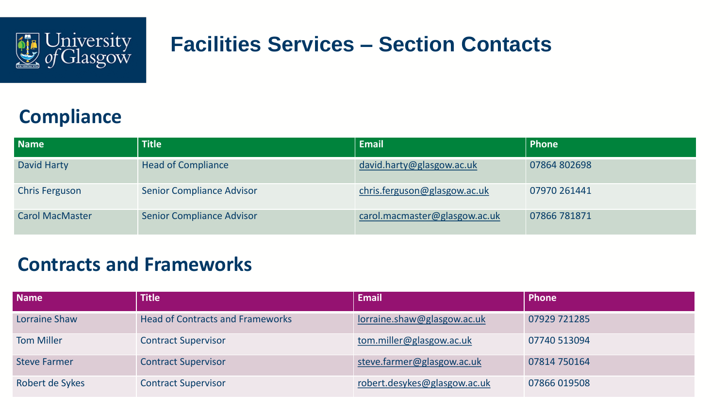# Facilities Services – Section Contacts

## Compliance

| Name | Title | Email | Phone |
| --- | --- | --- | --- |
| David Harty | Head of Compliance | david.harty@glasgow.ac.uk | 07864 802698 |
| Chris Ferguson | Senior Compliance Advisor | chris.ferguson@glasgow.ac.uk | 07970 261441 |
| Carol MacMaster | Senior Compliance Advisor | carol.macmaster@glasgow.ac.uk | 07866 781871 |

## Contracts and Frameworks

| Name | Title | Email | Phone |
| --- | --- | --- | --- |
| Lorraine Shaw | Head of Contracts and Frameworks | lorraine.shaw@glasgow.ac.uk | 07929 721285 |
| Tom Miller | Contract Supervisor | tom.miller@glasgow.ac.uk | 07740 513094 |
| Steve Farmer | Contract Supervisor | steve.farmer@glasgow.ac.uk | 07814 750164 |
| Robert de Sykes | Contract Supervisor | robert.desykes@glasgow.ac.uk | 07866 019508 |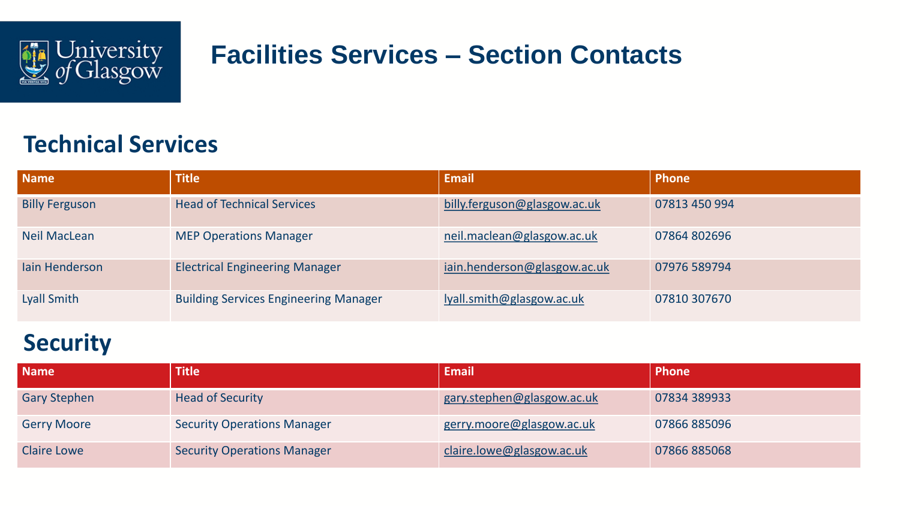# Facilities Services – Section Contacts

## Technical Services

| Name | Title | Email | Phone |
| --- | --- | --- | --- |
| Billy Ferguson | Head of Technical Services | billy.ferguson@glasgow.ac.uk | 07813 450 994 |
| Neil MacLean | MEP Operations Manager | neil.maclean@glasgow.ac.uk | 07864 802696 |
| Iain Henderson | Electrical Engineering Manager | iain.henderson@glasgow.ac.uk | 07976 589794 |
| Lyall Smith | Building Services Engineering Manager | lyall.smith@glasgow.ac.uk | 07810 307670 |

## Security

| Name | Title | Email | Phone |
| --- | --- | --- | --- |
| Gary Stephen | Head of Security | gary.stephen@glasgow.ac.uk | 07834 389933 |
| Gerry Moore | Security Operations Manager | gerry.moore@glasgow.ac.uk | 07866 885096 |
| Claire Lowe | Security Operations Manager | claire.lowe@glasgow.ac.uk | 07866 885068 |